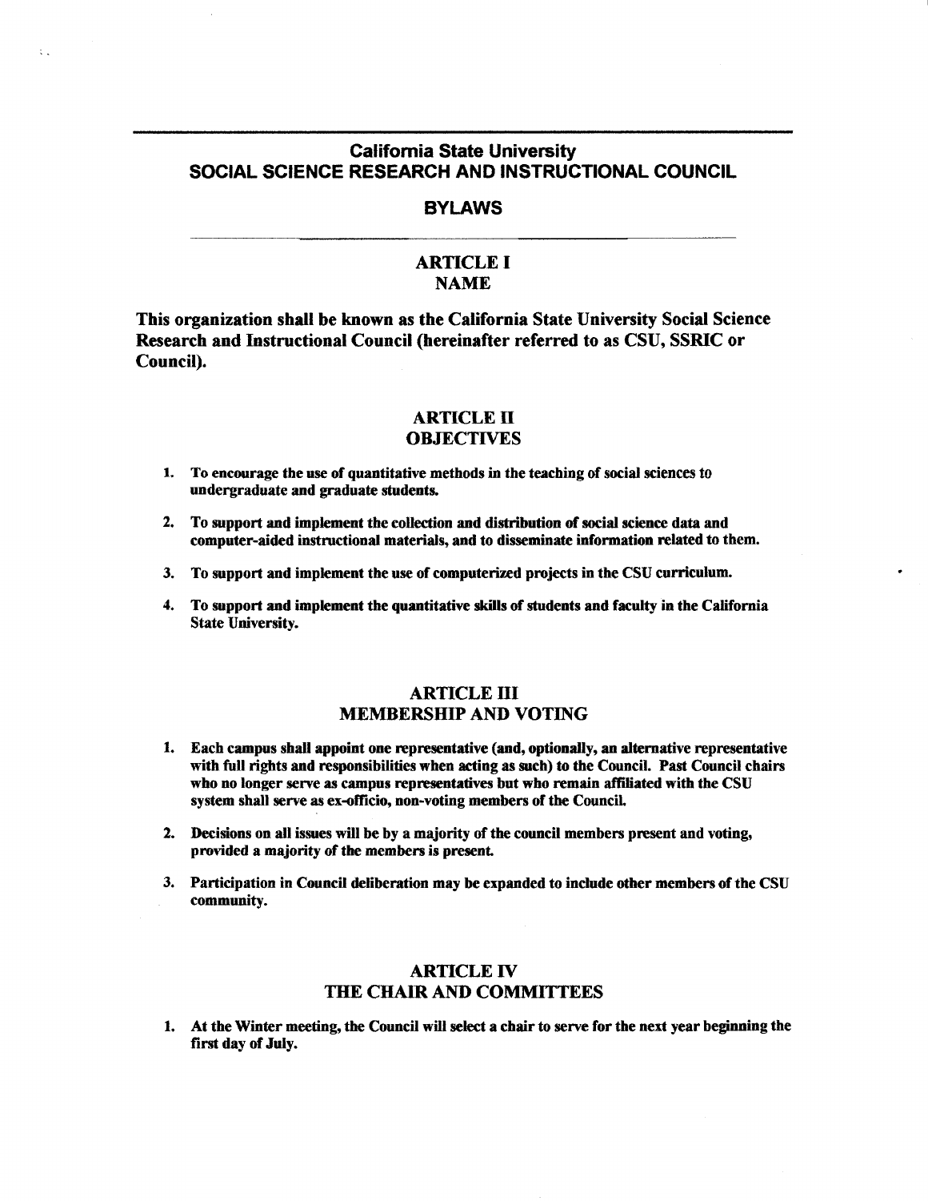# California State University
# SOCIAL SCIENCE RESEARCH AND INSTRUCTIONAL COUNCIL

## BYLAWS

### ARTICLE I
### NAME

**This organization shall be known as the California State University Social Science Research and Instructional Council (hereinafter referred to as CSU, SSRIC or Council).**

### ARTICLE II
### OBJECTIVES

1. **To encourage the use of quantitative methods in the teaching of social sciences to undergraduate and graduate students.**

2. **To support and implement the collection and distribution of social science data and computer-aided instructional materials, and to disseminate information related to them.**

3. **To support and implement the use of computerized projects in the CSU curriculum.**

4. **To support and implement the quantitative skills of students and faculty in the California State University.**

### ARTICLE III
### MEMBERSHIP AND VOTING

1. **Each campus shall appoint one representative (and, optionally, an alternative representative with full rights and responsibilities when acting as such) to the Council. Past Council chairs who no longer serve as campus representatives but who remain affiliated with the CSU system shall serve as ex-officio, non-voting members of the Council.**

2. **Decisions on all issues will be by a majority of the council members present and voting, provided a majority of the members is present.**

3. **Participation in Council deliberation may be expanded to include other members of the CSU community.**

### ARTICLE IV
### THE CHAIR AND COMMITTEES

1. **At the Winter meeting, the Council will select a chair to serve for the next year beginning the first day of July.**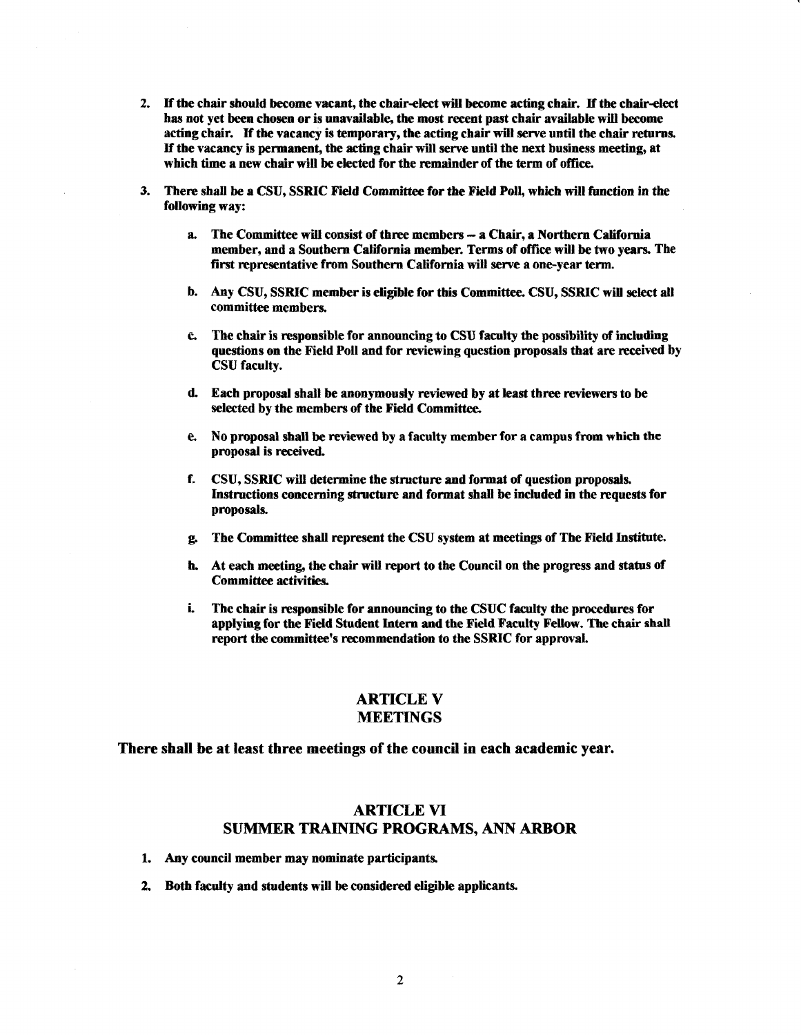2. **If the chair should become vacant, the chair-elect will become acting chair. If the chair-elect has not yet been chosen or is unavailable, the most recent past chair available will become acting chair. If the vacancy is temporary, the acting chair will serve until the chair returns. If the vacancy is permanent, the acting chair will serve until the next business meeting, at which time a new chair will be elected for the remainder of the term of office.**

3. **There shall be a CSU, SSRIC Field Committee for the Field Poll, which will function in the following way:**

   a. **The Committee will consist of three members -- a Chair, a Northern California member, and a Southern California member. Terms of office will be two years. The first representative from Southern California will serve a one-year term.**

   b. **Any CSU, SSRIC member is eligible for this Committee. CSU, SSRIC will select all committee members.**

   c. **The chair is responsible for announcing to CSU faculty the possibility of including questions on the Field Poll and for reviewing question proposals that are received by CSU faculty.**

   d. **Each proposal shall be anonymously reviewed by at least three reviewers to be selected by the members of the Field Committee.**

   e. **No proposal shall be reviewed by a faculty member for a campus from which the proposal is received.**

   f. **CSU, SSRIC will determine the structure and format of question proposals. Instructions concerning structure and format shall be included in the requests for proposals.**

   g. **The Committee shall represent the CSU system at meetings of The Field Institute.**

   h. **At each meeting, the chair will report to the Council on the progress and status of Committee activities.**

   i. **The chair is responsible for announcing to the CSUC faculty the procedures for applying for the Field Student Intern and the Field Faculty Fellow. The chair shall report the committee's recommendation to the SSRIC for approval.**

## ARTICLE V
## MEETINGS

**There shall be at least three meetings of the council in each academic year.**

## ARTICLE VI
## SUMMER TRAINING PROGRAMS, ANN ARBOR

1. **Any council member may nominate participants.**

2. **Both faculty and students will be considered eligible applicants.**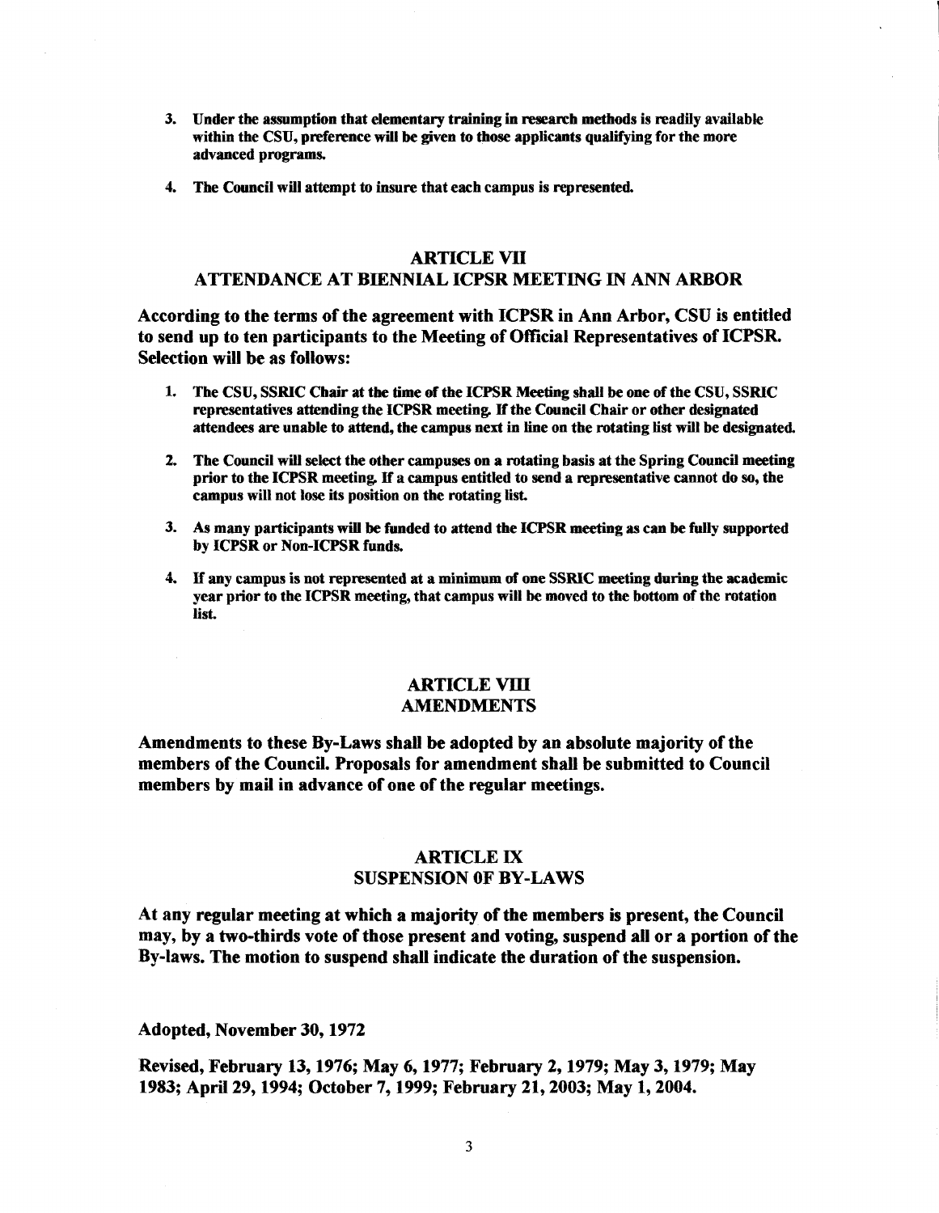3. Under the assumption that elementary training in research methods is readily available within the CSU, preference will be given to those applicants qualifying for the more advanced programs.

4. The Council will attempt to insure that each campus is represented.

## ARTICLE VII
## ATTENDANCE AT BIENNIAL ICPSR MEETING IN ANN ARBOR

**According to the terms of the agreement with ICPSR in Ann Arbor, CSU is entitled to send up to ten participants to the Meeting of Official Representatives of ICPSR. Selection will be as follows:**

1. The CSU, SSRIC Chair at the time of the ICPSR Meeting shall be one of the CSU, SSRIC representatives attending the ICPSR meeting. If the Council Chair or other designated attendees are unable to attend, the campus next in line on the rotating list will be designated.

2. The Council will select the other campuses on a rotating basis at the Spring Council meeting prior to the ICPSR meeting. If a campus entitled to send a representative cannot do so, the campus will not lose its position on the rotating list.

3. As many participants will be funded to attend the ICPSR meeting as can be fully supported by ICPSR or Non-ICPSR funds.

4. If any campus is not represented at a minimum of one SSRIC meeting during the academic year prior to the ICPSR meeting, that campus will be moved to the bottom of the rotation list.

## ARTICLE VIII
## AMENDMENTS

**Amendments to these By-Laws shall be adopted by an absolute majority of the members of the Council. Proposals for amendment shall be submitted to Council members by mail in advance of one of the regular meetings.**

## ARTICLE IX
## SUSPENSION 0F BY-LAWS

**At any regular meeting at which a majority of the members is present, the Council may, by a two-thirds vote of those present and voting, suspend all or a portion of the By-laws. The motion to suspend shall indicate the duration of the suspension.**

**Adopted, November 30, 1972**

**Revised, February 13, 1976; May 6, 1977; February 2, 1979; May 3, 1979; May 1983; April 29, 1994; October 7, 1999; February 21, 2003; May 1, 2004.**